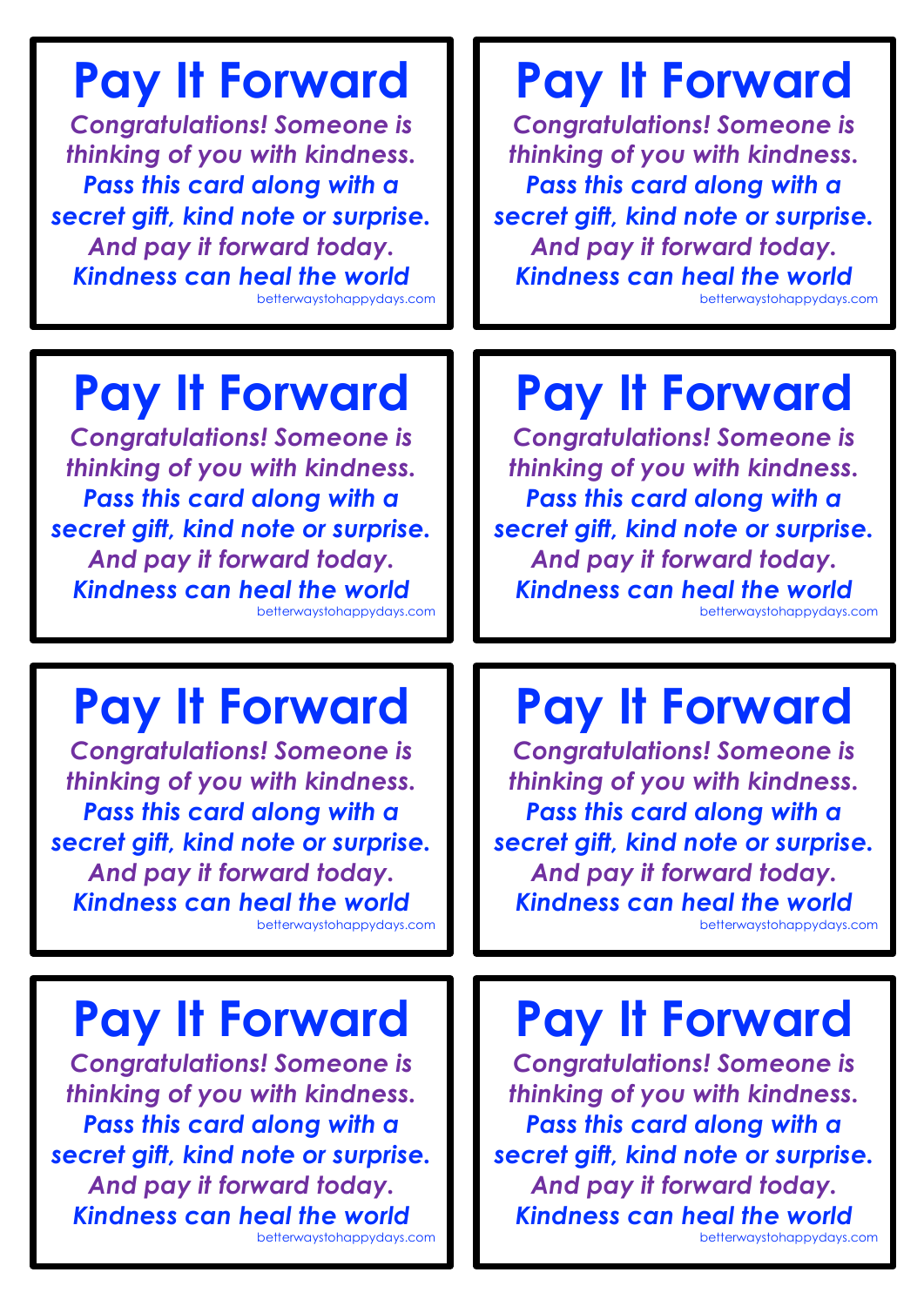# Pay It Forward

*Congratulations! Someone is thinking of you with kindness.*
***Pass this card along with a secret gift, kind note or surprise.***
*And pay it forward today.*
***Kindness can heal the world***

betterwaystohappydays.com

# Pay It Forward

*Congratulations! Someone is thinking of you with kindness.*
***Pass this card along with a secret gift, kind note or surprise.***
*And pay it forward today.*
***Kindness can heal the world***

betterwaystohappydays.com

# Pay It Forward

*Congratulations! Someone is thinking of you with kindness.*
***Pass this card along with a secret gift, kind note or surprise.***
*And pay it forward today.*
***Kindness can heal the world***

betterwaystohappydays.com

# Pay It Forward

*Congratulations! Someone is thinking of you with kindness.*
***Pass this card along with a secret gift, kind note or surprise.***
*And pay it forward today.*
***Kindness can heal the world***

betterwaystohappydays.com

# Pay It Forward

*Congratulations! Someone is thinking of you with kindness.*
***Pass this card along with a secret gift, kind note or surprise.***
*And pay it forward today.*
***Kindness can heal the world***

betterwaystohappydays.com

# Pay It Forward

*Congratulations! Someone is thinking of you with kindness.*
***Pass this card along with a secret gift, kind note or surprise.***
*And pay it forward today.*
***Kindness can heal the world***

betterwaystohappydays.com

# Pay It Forward

*Congratulations! Someone is thinking of you with kindness.*
***Pass this card along with a secret gift, kind note or surprise.***
*And pay it forward today.*
***Kindness can heal the world***

betterwaystohappydays.com

# Pay It Forward

*Congratulations! Someone is thinking of you with kindness.*
***Pass this card along with a secret gift, kind note or surprise.***
*And pay it forward today.*
***Kindness can heal the world***

betterwaystohappydays.com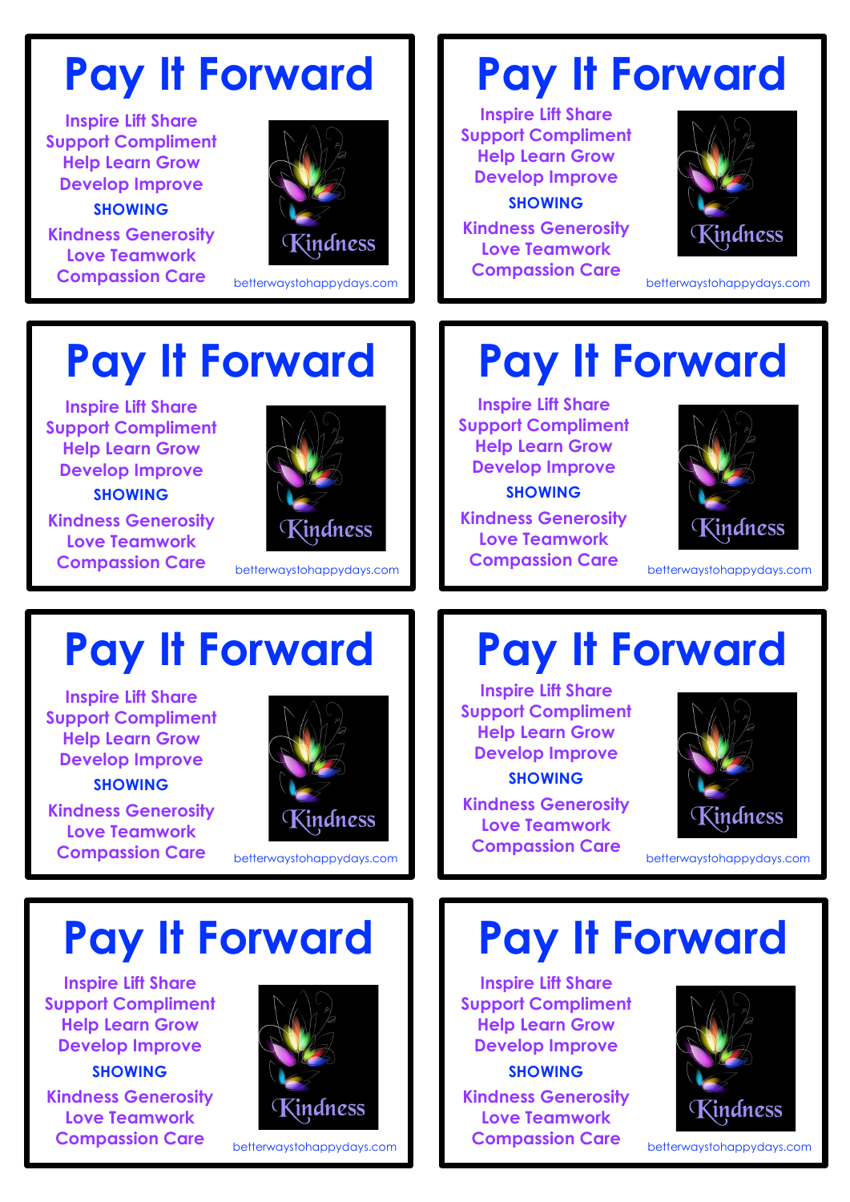# Pay It Forward

Inspire Lift Share
Support Compliment
Help Learn Grow
Develop Improve

**SHOWING**

Kindness Generosity
Love Teamwork
Compassion Care

Kindness

betterwaystohappydays.com

# Pay It Forward

Inspire Lift Share
Support Compliment
Help Learn Grow
Develop Improve

**SHOWING**

Kindness Generosity
Love Teamwork
Compassion Care

Kindness

betterwaystohappydays.com

# Pay It Forward

Inspire Lift Share
Support Compliment
Help Learn Grow
Develop Improve

**SHOWING**

Kindness Generosity
Love Teamwork
Compassion Care

Kindness

betterwaystohappydays.com

# Pay It Forward

Inspire Lift Share
Support Compliment
Help Learn Grow
Develop Improve

**SHOWING**

Kindness Generosity
Love Teamwork
Compassion Care

Kindness

betterwaystohappydays.com

# Pay It Forward

Inspire Lift Share
Support Compliment
Help Learn Grow
Develop Improve

**SHOWING**

Kindness Generosity
Love Teamwork
Compassion Care

Kindness

betterwaystohappydays.com

# Pay It Forward

Inspire Lift Share
Support Compliment
Help Learn Grow
Develop Improve

**SHOWING**

Kindness Generosity
Love Teamwork
Compassion Care

Kindness

betterwaystohappydays.com

# Pay It Forward

Inspire Lift Share
Support Compliment
Help Learn Grow
Develop Improve

**SHOWING**

Kindness Generosity
Love Teamwork
Compassion Care

Kindness

betterwaystohappydays.com

# Pay It Forward

Inspire Lift Share
Support Compliment
Help Learn Grow
Develop Improve

**SHOWING**

Kindness Generosity
Love Teamwork
Compassion Care

Kindness

betterwaystohappydays.com